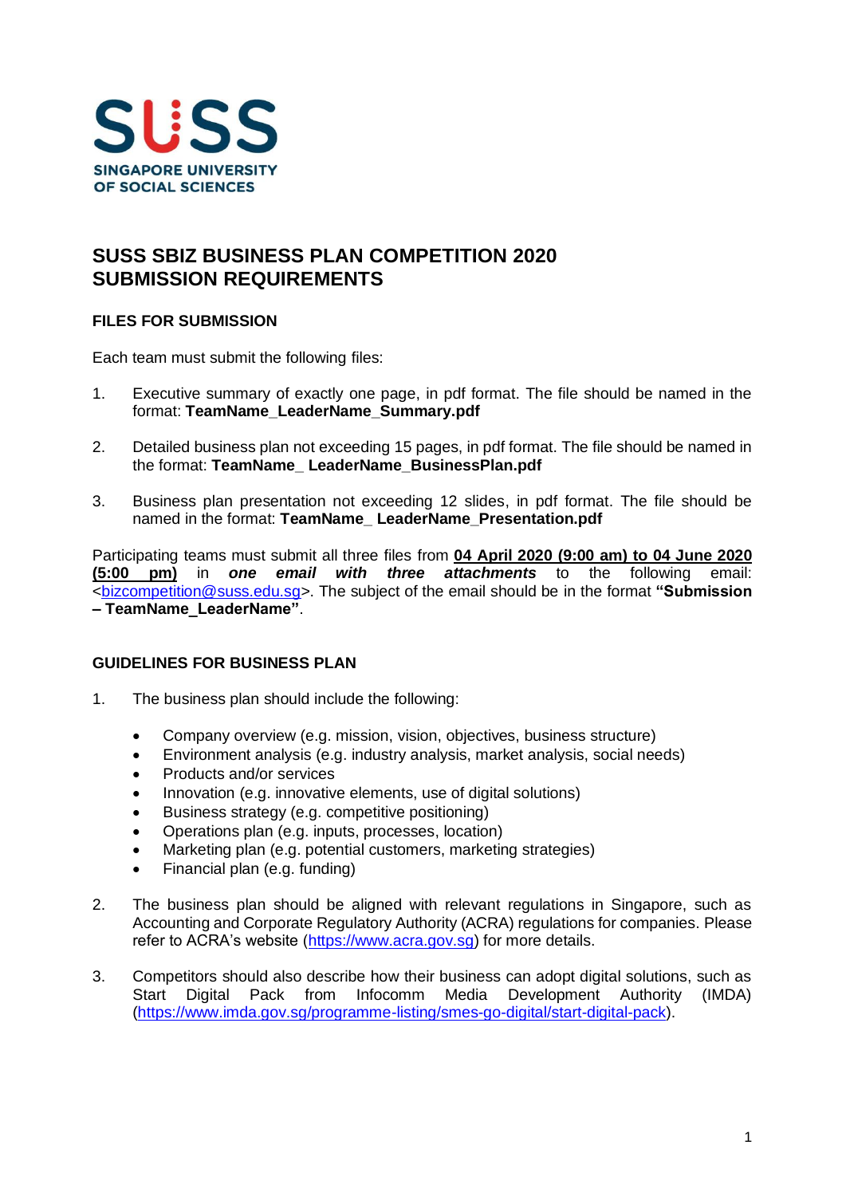SUSS

SINGAPORE UNIVERSITY OF SOCIAL SCIENCES

# SUSS SBIZ BUSINESS PLAN COMPETITION 2020 SUBMISSION REQUIREMENTS

## FILES FOR SUBMISSION

Each team must submit the following files:

1. Executive summary of exactly one page, in pdf format. The file should be named in the format: **TeamName_LeaderName_Summary.pdf**

2. Detailed business plan not exceeding 15 pages, in pdf format. The file should be named in the format: **TeamName_ LeaderName_BusinessPlan.pdf**

3. Business plan presentation not exceeding 12 slides, in pdf format. The file should be named in the format: **TeamName_ LeaderName_Presentation.pdf**

Participating teams must submit all three files from **04 April 2020 (9:00 am) to 04 June 2020 (5:00 pm)** in ***one email with three attachments*** to the following email: <bizcompetition@suss.edu.sg>. The subject of the email should be in the format **"Submission – TeamName_LeaderName"**.

## GUIDELINES FOR BUSINESS PLAN

1. The business plan should include the following:

   - Company overview (e.g. mission, vision, objectives, business structure)
   - Environment analysis (e.g. industry analysis, market analysis, social needs)
   - Products and/or services
   - Innovation (e.g. innovative elements, use of digital solutions)
   - Business strategy (e.g. competitive positioning)
   - Operations plan (e.g. inputs, processes, location)
   - Marketing plan (e.g. potential customers, marketing strategies)
   - Financial plan (e.g. funding)

2. The business plan should be aligned with relevant regulations in Singapore, such as Accounting and Corporate Regulatory Authority (ACRA) regulations for companies. Please refer to ACRA's website (https://www.acra.gov.sg) for more details.

3. Competitors should also describe how their business can adopt digital solutions, such as Start Digital Pack from Infocomm Media Development Authority (IMDA) (https://www.imda.gov.sg/programme-listing/smes-go-digital/start-digital-pack).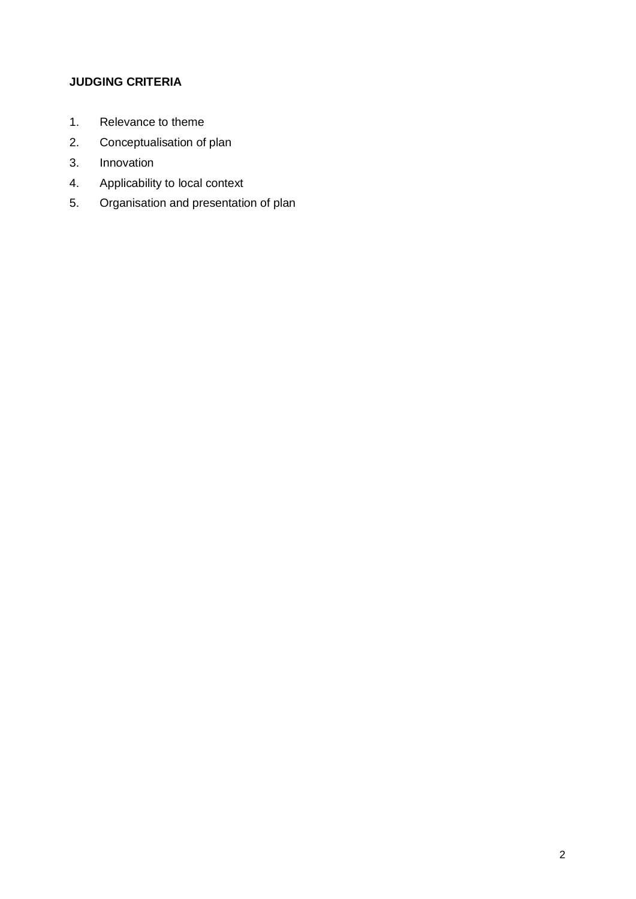**JUDGING CRITERIA**

1. Relevance to theme
2. Conceptualisation of plan
3. Innovation
4. Applicability to local context
5. Organisation and presentation of plan